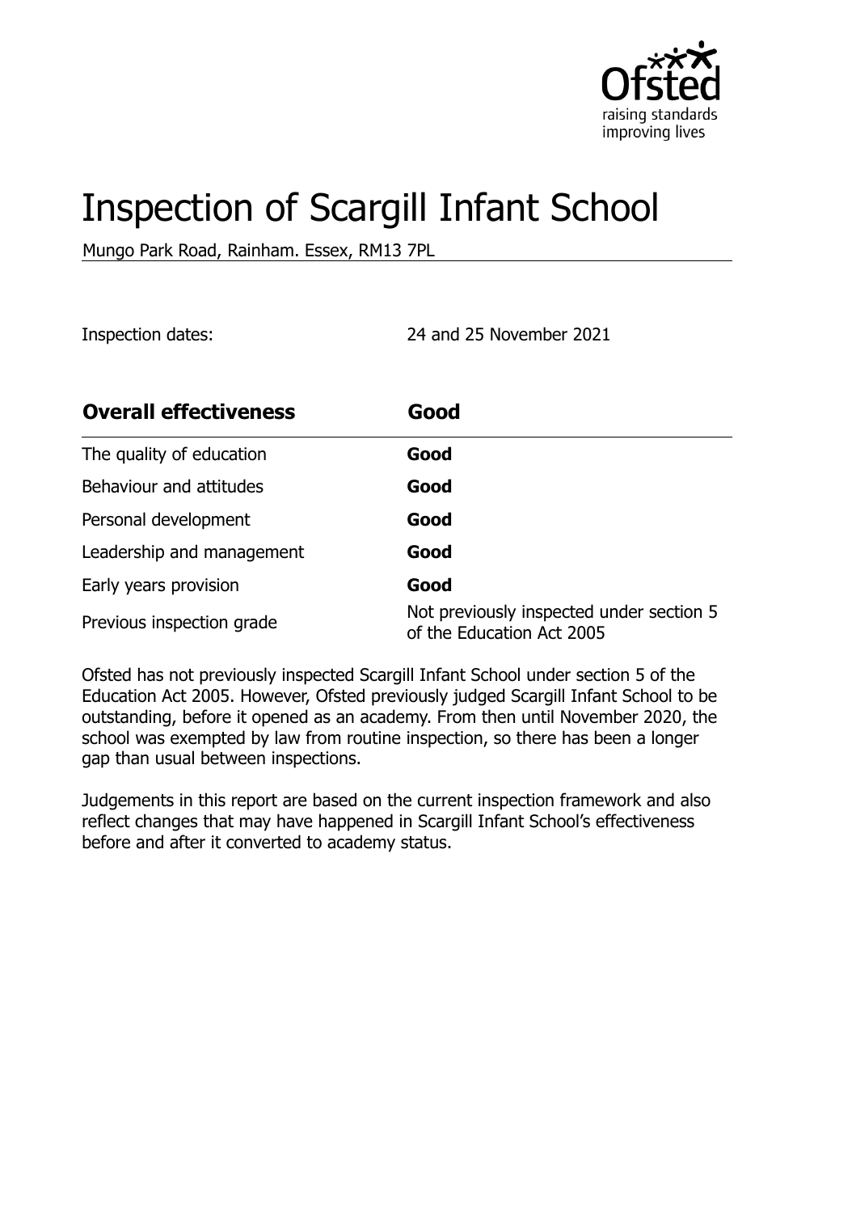# Inspection of Scargill Infant School

Mungo Park Road, Rainham. Essex, RM13 7PL

Inspection dates: 24 and 25 November 2021

| Overall effectiveness | Good |
| --- | --- |
| The quality of education | **Good** |
| Behaviour and attitudes | **Good** |
| Personal development | **Good** |
| Leadership and management | **Good** |
| Early years provision | **Good** |
| Previous inspection grade | Not previously inspected under section 5 of the Education Act 2005 |

Ofsted has not previously inspected Scargill Infant School under section 5 of the Education Act 2005. However, Ofsted previously judged Scargill Infant School to be outstanding, before it opened as an academy. From then until November 2020, the school was exempted by law from routine inspection, so there has been a longer gap than usual between inspections.

Judgements in this report are based on the current inspection framework and also reflect changes that may have happened in Scargill Infant School's effectiveness before and after it converted to academy status.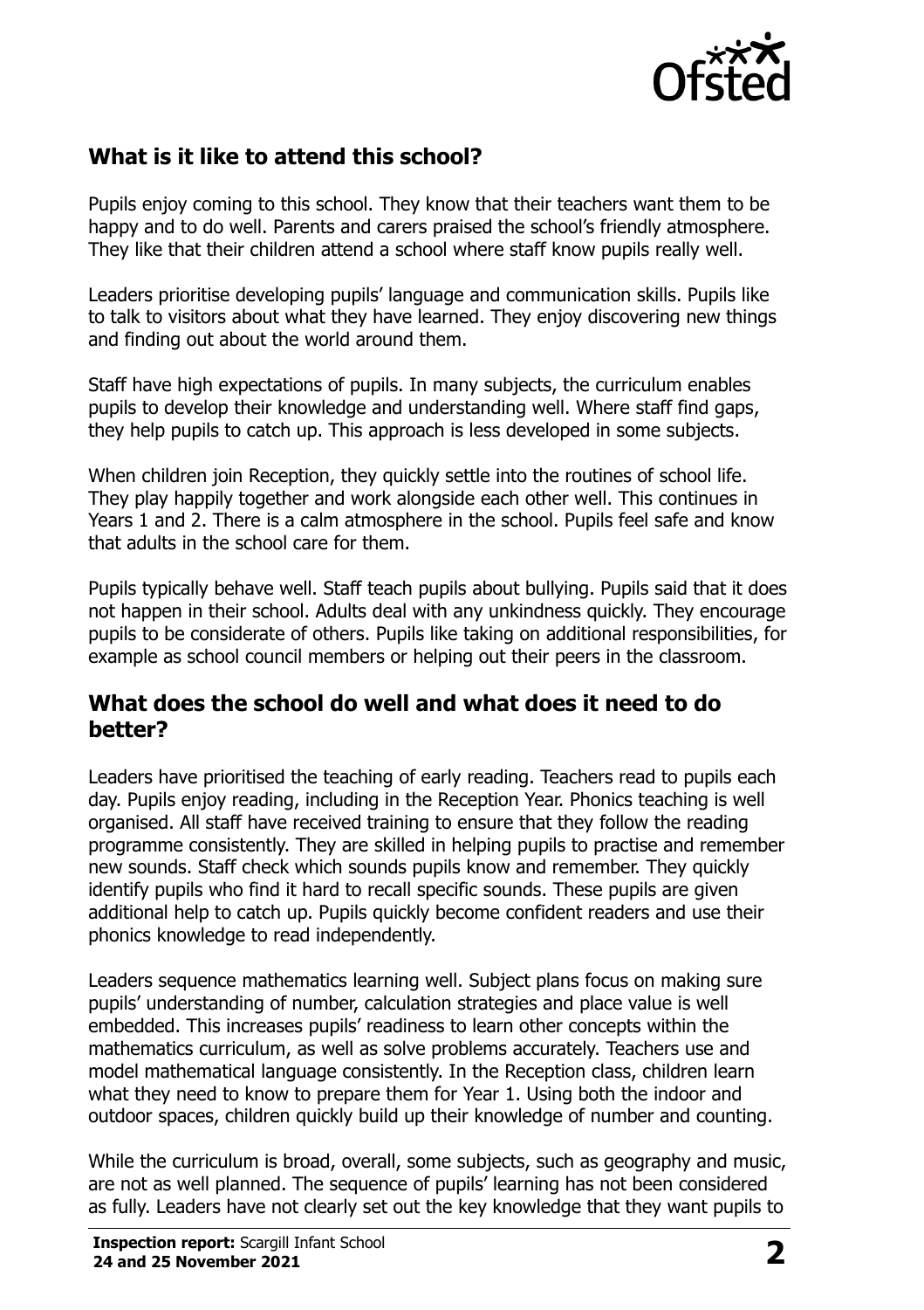## What is it like to attend this school?

Pupils enjoy coming to this school. They know that their teachers want them to be happy and to do well. Parents and carers praised the school's friendly atmosphere. They like that their children attend a school where staff know pupils really well.

Leaders prioritise developing pupils' language and communication skills. Pupils like to talk to visitors about what they have learned. They enjoy discovering new things and finding out about the world around them.

Staff have high expectations of pupils. In many subjects, the curriculum enables pupils to develop their knowledge and understanding well. Where staff find gaps, they help pupils to catch up. This approach is less developed in some subjects.

When children join Reception, they quickly settle into the routines of school life. They play happily together and work alongside each other well. This continues in Years 1 and 2. There is a calm atmosphere in the school. Pupils feel safe and know that adults in the school care for them.

Pupils typically behave well. Staff teach pupils about bullying. Pupils said that it does not happen in their school. Adults deal with any unkindness quickly. They encourage pupils to be considerate of others. Pupils like taking on additional responsibilities, for example as school council members or helping out their peers in the classroom.

## What does the school do well and what does it need to do better?

Leaders have prioritised the teaching of early reading. Teachers read to pupils each day. Pupils enjoy reading, including in the Reception Year. Phonics teaching is well organised. All staff have received training to ensure that they follow the reading programme consistently. They are skilled in helping pupils to practise and remember new sounds. Staff check which sounds pupils know and remember. They quickly identify pupils who find it hard to recall specific sounds. These pupils are given additional help to catch up. Pupils quickly become confident readers and use their phonics knowledge to read independently.

Leaders sequence mathematics learning well. Subject plans focus on making sure pupils' understanding of number, calculation strategies and place value is well embedded. This increases pupils' readiness to learn other concepts within the mathematics curriculum, as well as solve problems accurately. Teachers use and model mathematical language consistently. In the Reception class, children learn what they need to know to prepare them for Year 1. Using both the indoor and outdoor spaces, children quickly build up their knowledge of number and counting.

While the curriculum is broad, overall, some subjects, such as geography and music, are not as well planned. The sequence of pupils' learning has not been considered as fully. Leaders have not clearly set out the key knowledge that they want pupils to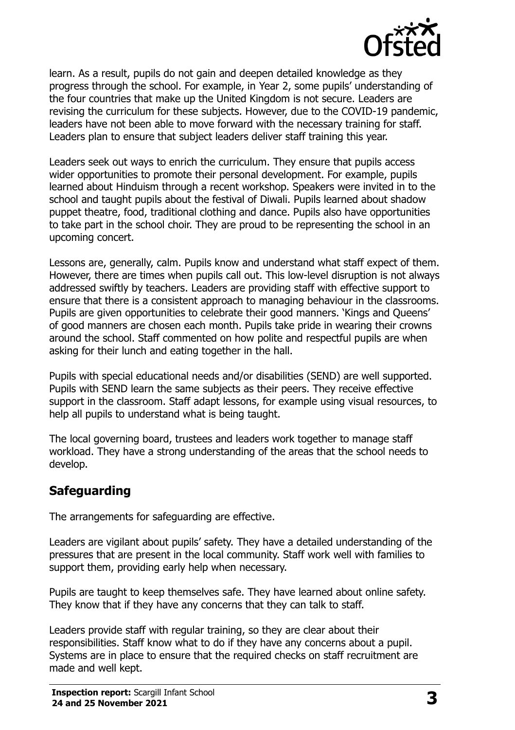learn. As a result, pupils do not gain and deepen detailed knowledge as they progress through the school. For example, in Year 2, some pupils' understanding of the four countries that make up the United Kingdom is not secure. Leaders are revising the curriculum for these subjects. However, due to the COVID-19 pandemic, leaders have not been able to move forward with the necessary training for staff. Leaders plan to ensure that subject leaders deliver staff training this year.

Leaders seek out ways to enrich the curriculum. They ensure that pupils access wider opportunities to promote their personal development. For example, pupils learned about Hinduism through a recent workshop. Speakers were invited in to the school and taught pupils about the festival of Diwali. Pupils learned about shadow puppet theatre, food, traditional clothing and dance. Pupils also have opportunities to take part in the school choir. They are proud to be representing the school in an upcoming concert.

Lessons are, generally, calm. Pupils know and understand what staff expect of them. However, there are times when pupils call out. This low-level disruption is not always addressed swiftly by teachers. Leaders are providing staff with effective support to ensure that there is a consistent approach to managing behaviour in the classrooms. Pupils are given opportunities to celebrate their good manners. 'Kings and Queens' of good manners are chosen each month. Pupils take pride in wearing their crowns around the school. Staff commented on how polite and respectful pupils are when asking for their lunch and eating together in the hall.

Pupils with special educational needs and/or disabilities (SEND) are well supported. Pupils with SEND learn the same subjects as their peers. They receive effective support in the classroom. Staff adapt lessons, for example using visual resources, to help all pupils to understand what is being taught.

The local governing board, trustees and leaders work together to manage staff workload. They have a strong understanding of the areas that the school needs to develop.

## Safeguarding

The arrangements for safeguarding are effective.

Leaders are vigilant about pupils' safety. They have a detailed understanding of the pressures that are present in the local community. Staff work well with families to support them, providing early help when necessary.

Pupils are taught to keep themselves safe. They have learned about online safety. They know that if they have any concerns that they can talk to staff.

Leaders provide staff with regular training, so they are clear about their responsibilities. Staff know what to do if they have any concerns about a pupil. Systems are in place to ensure that the required checks on staff recruitment are made and well kept.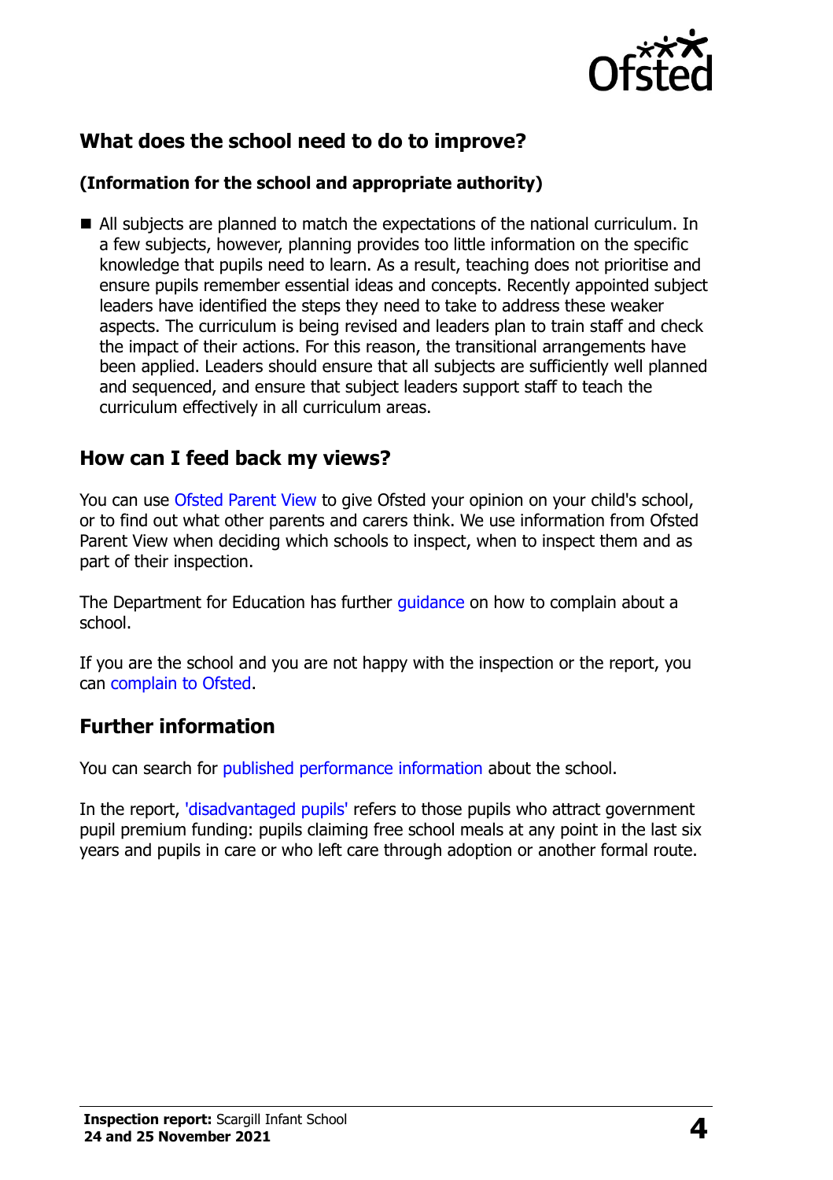## What does the school need to do to improve?

### (Information for the school and appropriate authority)

- All subjects are planned to match the expectations of the national curriculum. In a few subjects, however, planning provides too little information on the specific knowledge that pupils need to learn. As a result, teaching does not prioritise and ensure pupils remember essential ideas and concepts. Recently appointed subject leaders have identified the steps they need to take to address these weaker aspects. The curriculum is being revised and leaders plan to train staff and check the impact of their actions. For this reason, the transitional arrangements have been applied. Leaders should ensure that all subjects are sufficiently well planned and sequenced, and ensure that subject leaders support staff to teach the curriculum effectively in all curriculum areas.

## How can I feed back my views?

You can use Ofsted Parent View to give Ofsted your opinion on your child's school, or to find out what other parents and carers think. We use information from Ofsted Parent View when deciding which schools to inspect, when to inspect them and as part of their inspection.

The Department for Education has further guidance on how to complain about a school.

If you are the school and you are not happy with the inspection or the report, you can complain to Ofsted.

## Further information

You can search for published performance information about the school.

In the report, 'disadvantaged pupils' refers to those pupils who attract government pupil premium funding: pupils claiming free school meals at any point in the last six years and pupils in care or who left care through adoption or another formal route.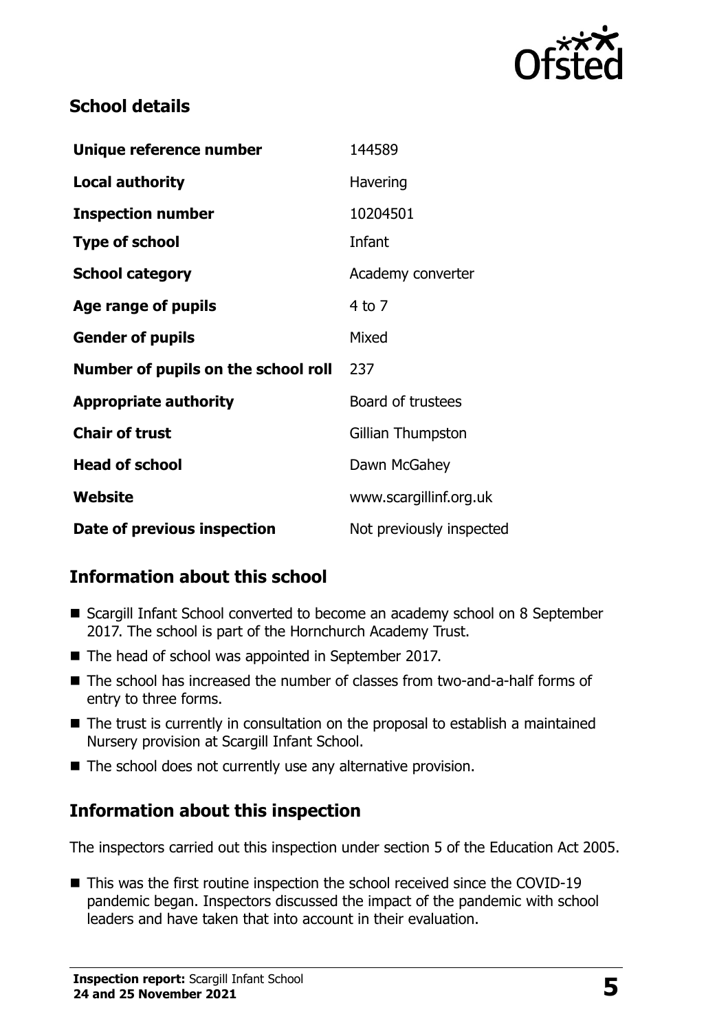## School details

| | |
|---|---|
| **Unique reference number** | 144589 |
| **Local authority** | Havering |
| **Inspection number** | 10204501 |
| **Type of school** | Infant |
| **School category** | Academy converter |
| **Age range of pupils** | 4 to 7 |
| **Gender of pupils** | Mixed |
| **Number of pupils on the school roll** | 237 |
| **Appropriate authority** | Board of trustees |
| **Chair of trust** | Gillian Thumpston |
| **Head of school** | Dawn McGahey |
| **Website** | www.scargillinf.org.uk |
| **Date of previous inspection** | Not previously inspected |

## Information about this school

- Scargill Infant School converted to become an academy school on 8 September 2017. The school is part of the Hornchurch Academy Trust.
- The head of school was appointed in September 2017.
- The school has increased the number of classes from two-and-a-half forms of entry to three forms.
- The trust is currently in consultation on the proposal to establish a maintained Nursery provision at Scargill Infant School.
- The school does not currently use any alternative provision.

## Information about this inspection

The inspectors carried out this inspection under section 5 of the Education Act 2005.

- This was the first routine inspection the school received since the COVID-19 pandemic began. Inspectors discussed the impact of the pandemic with school leaders and have taken that into account in their evaluation.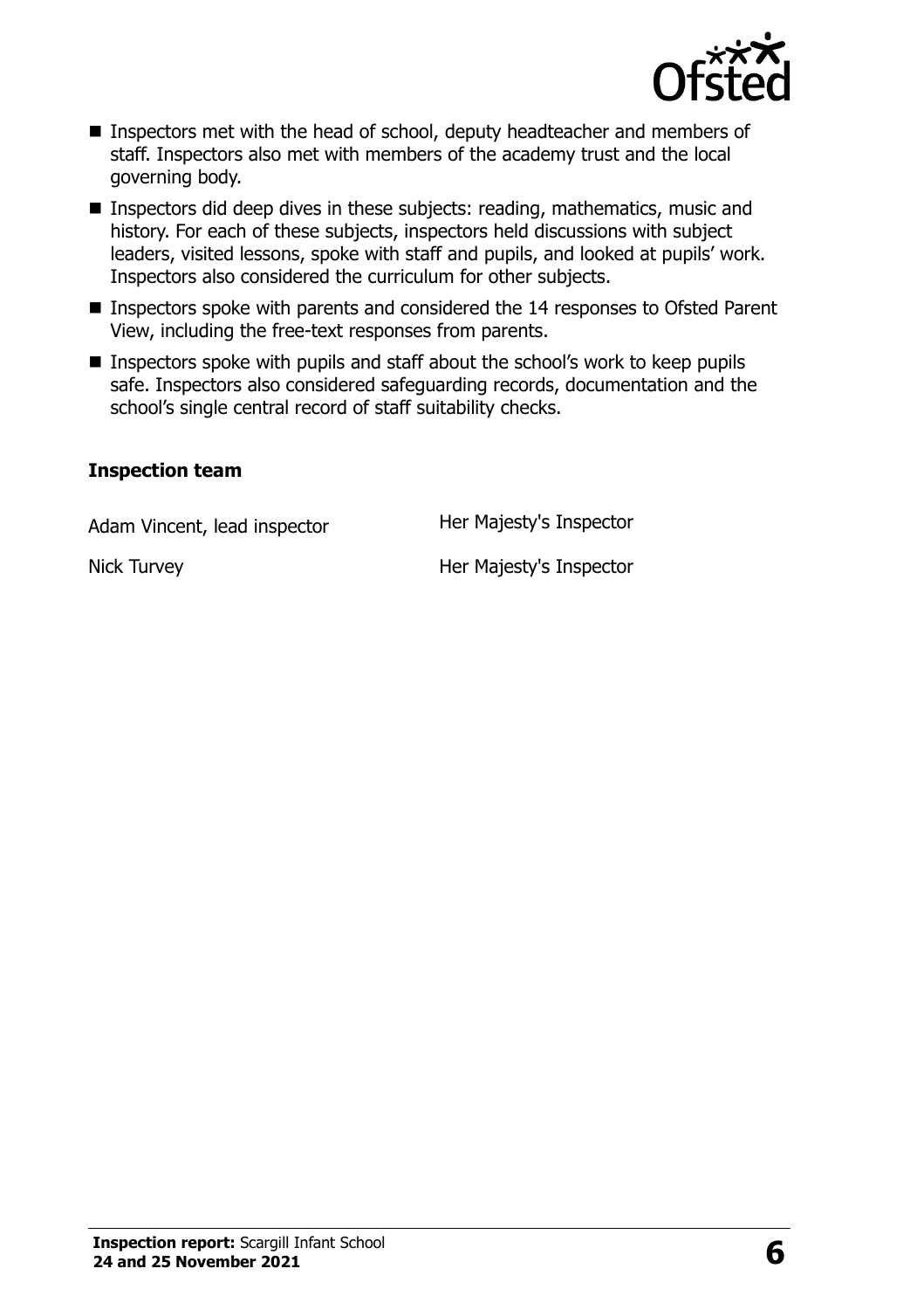- Inspectors met with the head of school, deputy headteacher and members of staff. Inspectors also met with members of the academy trust and the local governing body.
- Inspectors did deep dives in these subjects: reading, mathematics, music and history. For each of these subjects, inspectors held discussions with subject leaders, visited lessons, spoke with staff and pupils, and looked at pupils' work. Inspectors also considered the curriculum for other subjects.
- Inspectors spoke with parents and considered the 14 responses to Ofsted Parent View, including the free-text responses from parents.
- Inspectors spoke with pupils and staff about the school's work to keep pupils safe. Inspectors also considered safeguarding records, documentation and the school's single central record of staff suitability checks.

### Inspection team

| | |
|---|---|
| Adam Vincent, lead inspector | Her Majesty's Inspector |
| Nick Turvey | Her Majesty's Inspector |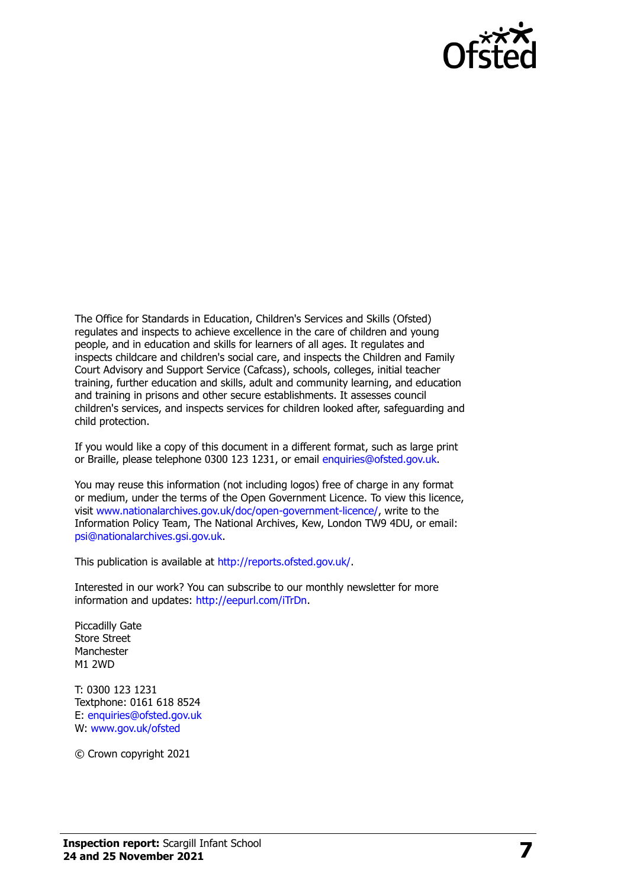The Office for Standards in Education, Children's Services and Skills (Ofsted) regulates and inspects to achieve excellence in the care of children and young people, and in education and skills for learners of all ages. It regulates and inspects childcare and children's social care, and inspects the Children and Family Court Advisory and Support Service (Cafcass), schools, colleges, initial teacher training, further education and skills, adult and community learning, and education and training in prisons and other secure establishments. It assesses council children's services, and inspects services for children looked after, safeguarding and child protection.

If you would like a copy of this document in a different format, such as large print or Braille, please telephone 0300 123 1231, or email enquiries@ofsted.gov.uk.

You may reuse this information (not including logos) free of charge in any format or medium, under the terms of the Open Government Licence. To view this licence, visit www.nationalarchives.gov.uk/doc/open-government-licence/, write to the Information Policy Team, The National Archives, Kew, London TW9 4DU, or email: psi@nationalarchives.gsi.gov.uk.

This publication is available at http://reports.ofsted.gov.uk/.

Interested in our work? You can subscribe to our monthly newsletter for more information and updates: http://eepurl.com/iTrDn.

Piccadilly Gate
Store Street
Manchester
M1 2WD

T: 0300 123 1231
Textphone: 0161 618 8524
E: enquiries@ofsted.gov.uk
W: www.gov.uk/ofsted

© Crown copyright 2021